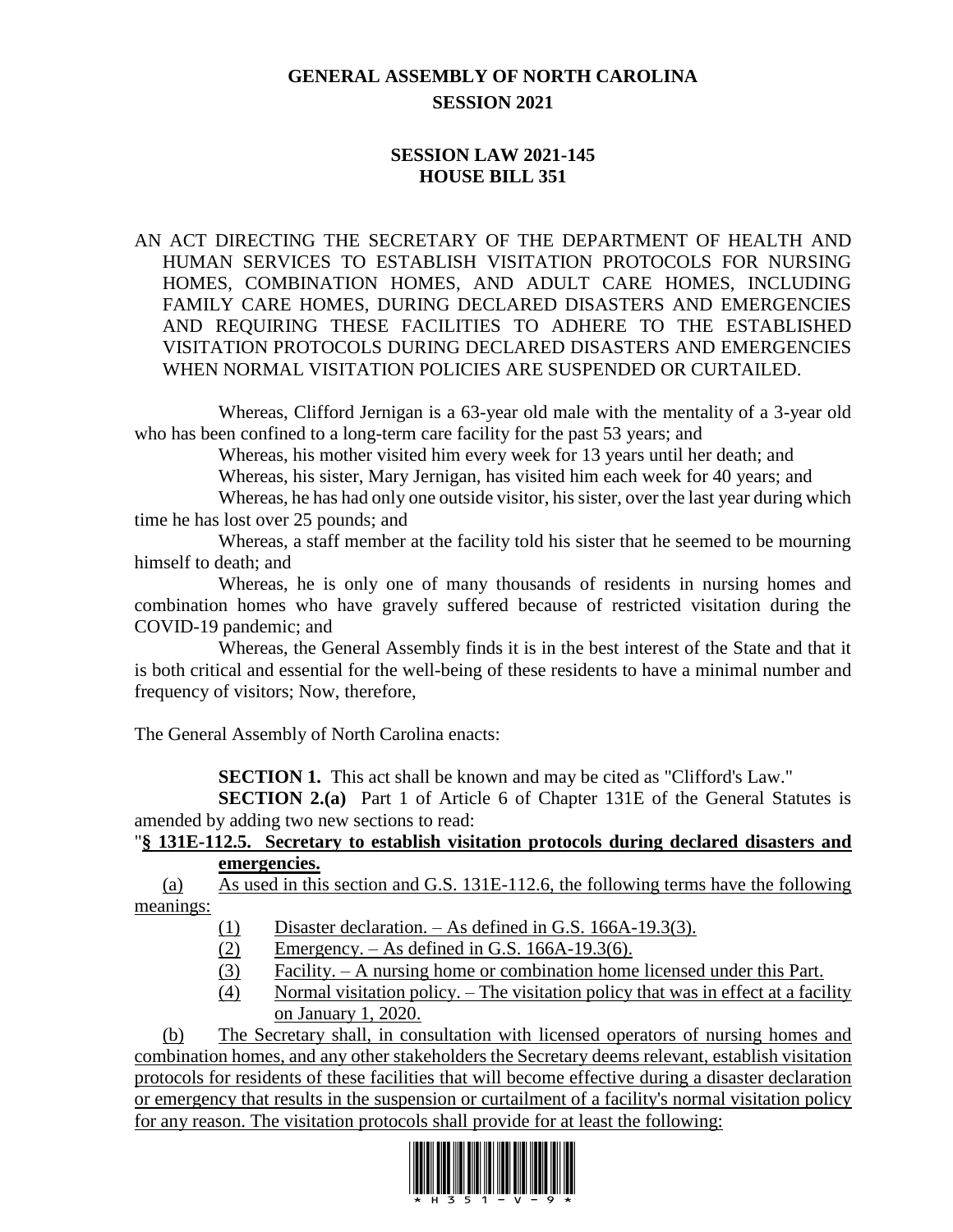# GENERAL ASSEMBLY OF NORTH CAROLINA
# SESSION 2021

## SESSION LAW 2021-145
## HOUSE BILL 351

AN ACT DIRECTING THE SECRETARY OF THE DEPARTMENT OF HEALTH AND HUMAN SERVICES TO ESTABLISH VISITATION PROTOCOLS FOR NURSING HOMES, COMBINATION HOMES, AND ADULT CARE HOMES, INCLUDING FAMILY CARE HOMES, DURING DECLARED DISASTERS AND EMERGENCIES AND REQUIRING THESE FACILITIES TO ADHERE TO THE ESTABLISHED VISITATION PROTOCOLS DURING DECLARED DISASTERS AND EMERGENCIES WHEN NORMAL VISITATION POLICIES ARE SUSPENDED OR CURTAILED.

Whereas, Clifford Jernigan is a 63-year old male with the mentality of a 3-year old who has been confined to a long-term care facility for the past 53 years; and

Whereas, his mother visited him every week for 13 years until her death; and

Whereas, his sister, Mary Jernigan, has visited him each week for 40 years; and

Whereas, he has had only one outside visitor, his sister, over the last year during which time he has lost over 25 pounds; and

Whereas, a staff member at the facility told his sister that he seemed to be mourning himself to death; and

Whereas, he is only one of many thousands of residents in nursing homes and combination homes who have gravely suffered because of restricted visitation during the COVID-19 pandemic; and

Whereas, the General Assembly finds it is in the best interest of the State and that it is both critical and essential for the well-being of these residents to have a minimal number and frequency of visitors; Now, therefore,

The General Assembly of North Carolina enacts:

**SECTION 1.** This act shall be known and may be cited as "Clifford's Law."

**SECTION 2.(a)** Part 1 of Article 6 of Chapter 131E of the General Statutes is amended by adding two new sections to read:

"**§ 131E-112.5. Secretary to establish visitation protocols during declared disasters and emergencies.**

(a) As used in this section and G.S. 131E-112.6, the following terms have the following meanings:

(1) Disaster declaration. – As defined in G.S. 166A-19.3(3).

(2) Emergency. – As defined in G.S. 166A-19.3(6).

(3) Facility. – A nursing home or combination home licensed under this Part.

(4) Normal visitation policy. – The visitation policy that was in effect at a facility on January 1, 2020.

(b) The Secretary shall, in consultation with licensed operators of nursing homes and combination homes, and any other stakeholders the Secretary deems relevant, establish visitation protocols for residents of these facilities that will become effective during a disaster declaration or emergency that results in the suspension or curtailment of a facility's normal visitation policy for any reason. The visitation protocols shall provide for at least the following: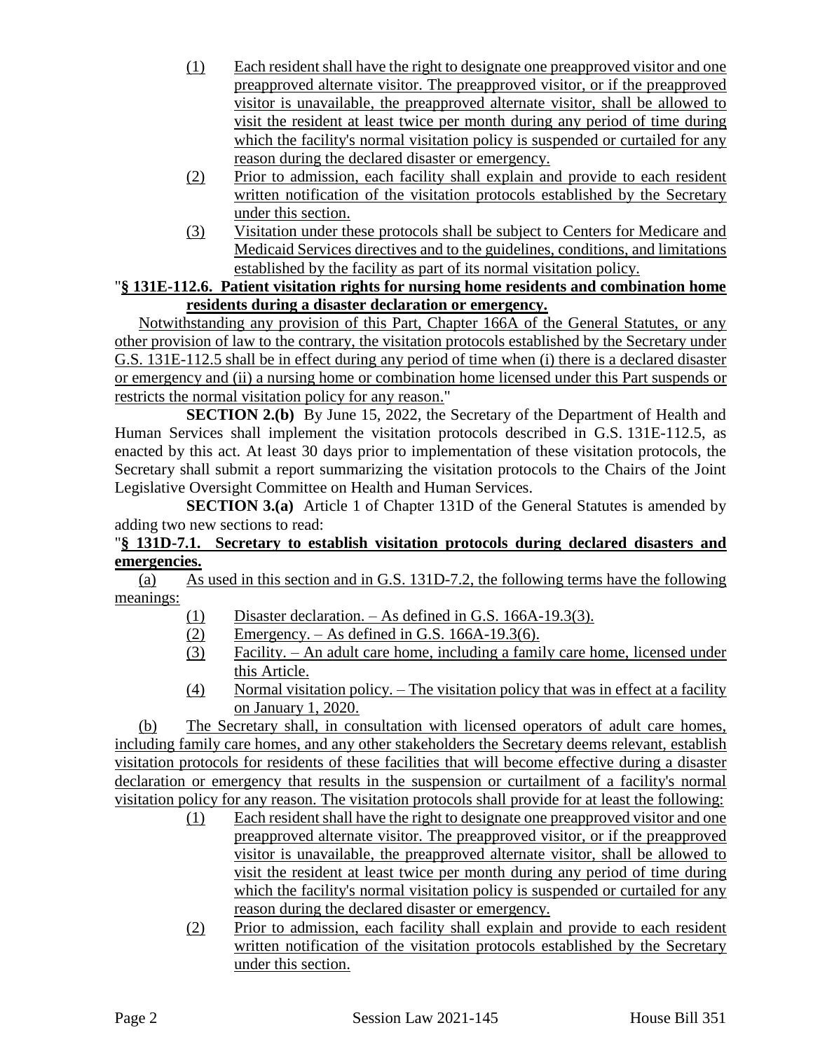(1) Each resident shall have the right to designate one preapproved visitor and one preapproved alternate visitor. The preapproved visitor, or if the preapproved visitor is unavailable, the preapproved alternate visitor, shall be allowed to visit the resident at least twice per month during any period of time during which the facility's normal visitation policy is suspended or curtailed for any reason during the declared disaster or emergency.

(2) Prior to admission, each facility shall explain and provide to each resident written notification of the visitation protocols established by the Secretary under this section.

(3) Visitation under these protocols shall be subject to Centers for Medicare and Medicaid Services directives and to the guidelines, conditions, and limitations established by the facility as part of its normal visitation policy.

"**§ 131E-112.6. Patient visitation rights for nursing home residents and combination home residents during a disaster declaration or emergency.**

Notwithstanding any provision of this Part, Chapter 166A of the General Statutes, or any other provision of law to the contrary, the visitation protocols established by the Secretary under G.S. 131E-112.5 shall be in effect during any period of time when (i) there is a declared disaster or emergency and (ii) a nursing home or combination home licensed under this Part suspends or restricts the normal visitation policy for any reason."

**SECTION 2.(b)** By June 15, 2022, the Secretary of the Department of Health and Human Services shall implement the visitation protocols described in G.S. 131E-112.5, as enacted by this act. At least 30 days prior to implementation of these visitation protocols, the Secretary shall submit a report summarizing the visitation protocols to the Chairs of the Joint Legislative Oversight Committee on Health and Human Services.

**SECTION 3.(a)** Article 1 of Chapter 131D of the General Statutes is amended by adding two new sections to read:

"**§ 131D-7.1. Secretary to establish visitation protocols during declared disasters and emergencies.**

(a) As used in this section and in G.S. 131D-7.2, the following terms have the following meanings:

(1) Disaster declaration. – As defined in G.S. 166A-19.3(3).

(2) Emergency. – As defined in G.S. 166A-19.3(6).

(3) Facility. – An adult care home, including a family care home, licensed under this Article.

(4) Normal visitation policy. – The visitation policy that was in effect at a facility on January 1, 2020.

(b) The Secretary shall, in consultation with licensed operators of adult care homes, including family care homes, and any other stakeholders the Secretary deems relevant, establish visitation protocols for residents of these facilities that will become effective during a disaster declaration or emergency that results in the suspension or curtailment of a facility's normal visitation policy for any reason. The visitation protocols shall provide for at least the following:

(1) Each resident shall have the right to designate one preapproved visitor and one preapproved alternate visitor. The preapproved visitor, or if the preapproved visitor is unavailable, the preapproved alternate visitor, shall be allowed to visit the resident at least twice per month during any period of time during which the facility's normal visitation policy is suspended or curtailed for any reason during the declared disaster or emergency.

(2) Prior to admission, each facility shall explain and provide to each resident written notification of the visitation protocols established by the Secretary under this section.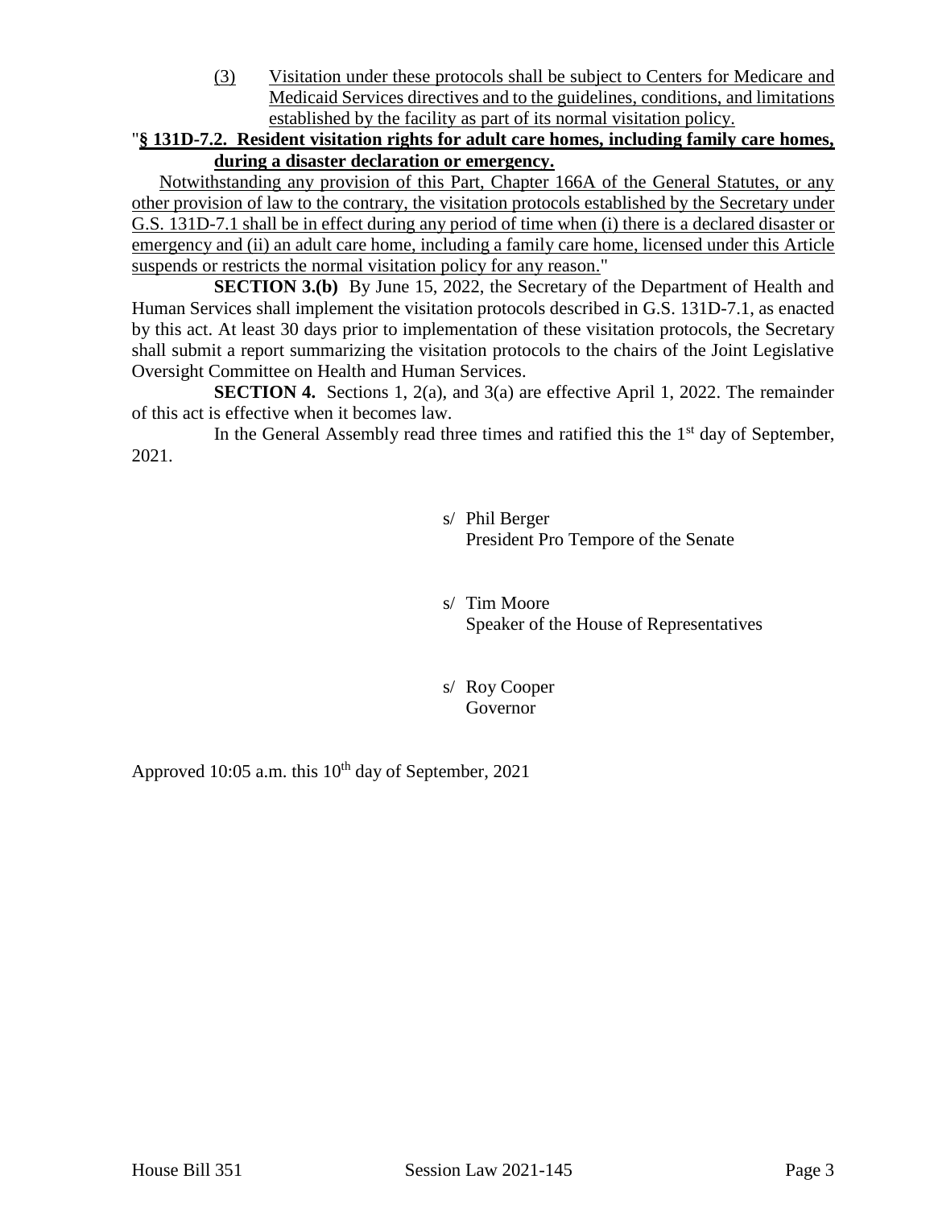(3) Visitation under these protocols shall be subject to Centers for Medicare and Medicaid Services directives and to the guidelines, conditions, and limitations established by the facility as part of its normal visitation policy.

"**§ 131D-7.2. Resident visitation rights for adult care homes, including family care homes, during a disaster declaration or emergency.**

Notwithstanding any provision of this Part, Chapter 166A of the General Statutes, or any other provision of law to the contrary, the visitation protocols established by the Secretary under G.S. 131D-7.1 shall be in effect during any period of time when (i) there is a declared disaster or emergency and (ii) an adult care home, including a family care home, licensed under this Article suspends or restricts the normal visitation policy for any reason."

**SECTION 3.(b)** By June 15, 2022, the Secretary of the Department of Health and Human Services shall implement the visitation protocols described in G.S. 131D-7.1, as enacted by this act. At least 30 days prior to implementation of these visitation protocols, the Secretary shall submit a report summarizing the visitation protocols to the chairs of the Joint Legislative Oversight Committee on Health and Human Services.

**SECTION 4.** Sections 1, 2(a), and 3(a) are effective April 1, 2022. The remainder of this act is effective when it becomes law.

In the General Assembly read three times and ratified this the 1st day of September, 2021.

s/ Phil Berger
President Pro Tempore of the Senate

s/ Tim Moore
Speaker of the House of Representatives

s/ Roy Cooper
Governor

Approved 10:05 a.m. this 10th day of September, 2021